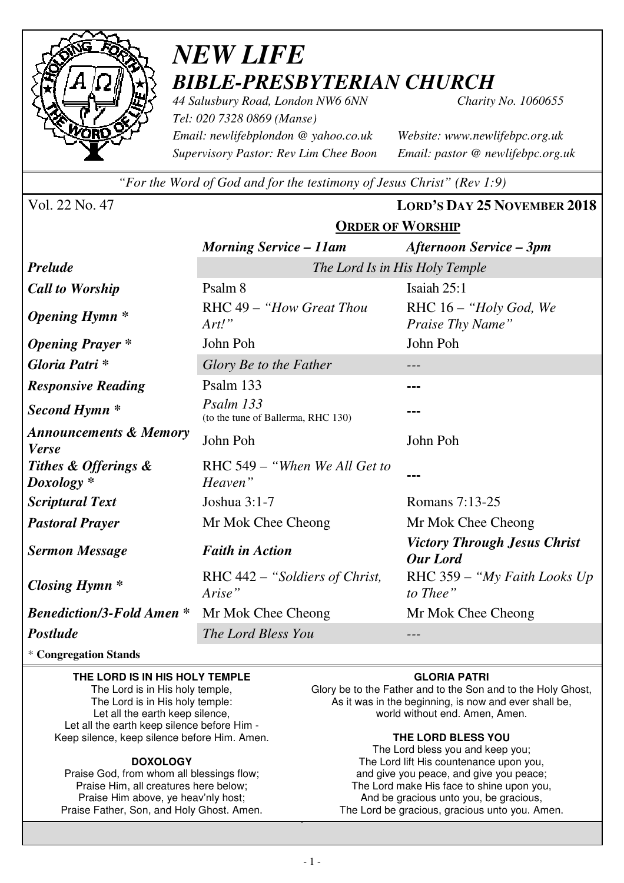# *NEW LIFE*
## *BIBLE-PRESBYTERIAN CHURCH*

*44 Salusbury Road, London NW6 6NN* *Charity No. 1060655*
*Tel: 020 7328 0869 (Manse)*
*Email: newlifebplondon @ yahoo.co.uk* *Website: www.newlifebpc.org.uk*
*Supervisory Pastor: Rev Lim Chee Boon* *Email: pastor @ newlifebpc.org.uk*

*"For the Word of God and for the testimony of Jesus Christ" (Rev 1:9)*

Vol. 22 No. 47 **LORD'S DAY 25 NOVEMBER 2018**

## ORDER OF WORSHIP

| | *Morning Service – 11am* | *Afternoon Service – 3pm* |
|---|---|---|
| ***Prelude*** | *The Lord Is in His Holy Temple* | |
| ***Call to Worship*** | Psalm 8 | Isaiah 25:1 |
| ***Opening Hymn **** | RHC 49 – *"How Great Thou Art!"* | RHC 16 – *"Holy God, We Praise Thy Name"* |
| ***Opening Prayer **** | John Poh | John Poh |
| ***Gloria Patri **** | *Glory Be to the Father* | --- |
| ***Responsive Reading*** | Psalm 133 | --- |
| ***Second Hymn **** | *Psalm 133* (to the tune of Ballerma, RHC 130) | --- |
| ***Announcements & Memory Verse*** | John Poh | John Poh |
| ***Tithes & Offerings & Doxology **** | RHC 549 – *"When We All Get to Heaven"* | --- |
| ***Scriptural Text*** | Joshua 3:1-7 | Romans 7:13-25 |
| ***Pastoral Prayer*** | Mr Mok Chee Cheong | Mr Mok Chee Cheong |
| ***Sermon Message*** | ***Faith in Action*** | ***Victory Through Jesus Christ Our Lord*** |
| ***Closing Hymn **** | RHC 442 – *"Soldiers of Christ, Arise"* | RHC 359 – *"My Faith Looks Up to Thee"* |
| ***Benediction/3-Fold Amen **** | Mr Mok Chee Cheong | Mr Mok Chee Cheong |
| ***Postlude*** | *The Lord Bless You* | --- |

\* **Congregation Stands**

**THE LORD IS IN HIS HOLY TEMPLE**
The Lord is in His holy temple,
The Lord is in His holy temple:
Let all the earth keep silence,
Let all the earth keep silence before Him -
Keep silence, keep silence before Him. Amen.

**DOXOLOGY**
Praise God, from whom all blessings flow;
Praise Him, all creatures here below;
Praise Him above, ye heav'nly host;
Praise Father, Son, and Holy Ghost. Amen.

**GLORIA PATRI**
Glory be to the Father and to the Son and to the Holy Ghost,
As it was in the beginning, is now and ever shall be,
world without end. Amen, Amen.

**THE LORD BLESS YOU**
The Lord bless you and keep you;
The Lord lift His countenance upon you,
and give you peace, and give you peace;
The Lord make His face to shine upon you,
And be gracious unto you, be gracious,
The Lord be gracious, gracious unto you. Amen.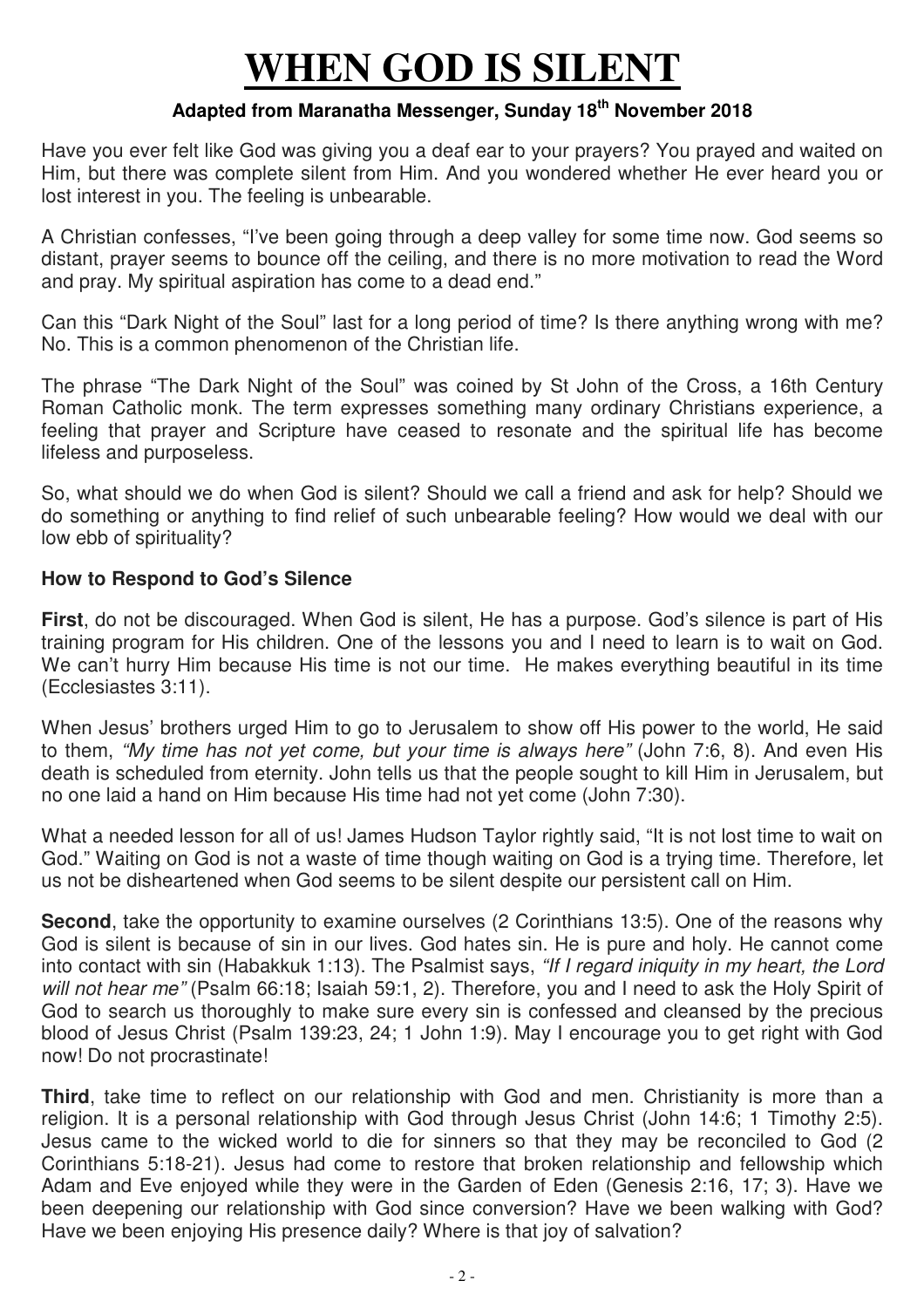# WHEN GOD IS SILENT

**Adapted from Maranatha Messenger, Sunday 18th November 2018**

Have you ever felt like God was giving you a deaf ear to your prayers? You prayed and waited on Him, but there was complete silent from Him. And you wondered whether He ever heard you or lost interest in you. The feeling is unbearable.

A Christian confesses, "I've been going through a deep valley for some time now. God seems so distant, prayer seems to bounce off the ceiling, and there is no more motivation to read the Word and pray. My spiritual aspiration has come to a dead end."

Can this "Dark Night of the Soul" last for a long period of time? Is there anything wrong with me? No. This is a common phenomenon of the Christian life.

The phrase "The Dark Night of the Soul" was coined by St John of the Cross, a 16th Century Roman Catholic monk. The term expresses something many ordinary Christians experience, a feeling that prayer and Scripture have ceased to resonate and the spiritual life has become lifeless and purposeless.

So, what should we do when God is silent? Should we call a friend and ask for help? Should we do something or anything to find relief of such unbearable feeling? How would we deal with our low ebb of spirituality?

**How to Respond to God's Silence**

**First**, do not be discouraged. When God is silent, He has a purpose. God's silence is part of His training program for His children. One of the lessons you and I need to learn is to wait on God. We can't hurry Him because His time is not our time. He makes everything beautiful in its time (Ecclesiastes 3:11).

When Jesus' brothers urged Him to go to Jerusalem to show off His power to the world, He said to them, *"My time has not yet come, but your time is always here"* (John 7:6, 8). And even His death is scheduled from eternity. John tells us that the people sought to kill Him in Jerusalem, but no one laid a hand on Him because His time had not yet come (John 7:30).

What a needed lesson for all of us! James Hudson Taylor rightly said, "It is not lost time to wait on God." Waiting on God is not a waste of time though waiting on God is a trying time. Therefore, let us not be disheartened when God seems to be silent despite our persistent call on Him.

**Second**, take the opportunity to examine ourselves (2 Corinthians 13:5). One of the reasons why God is silent is because of sin in our lives. God hates sin. He is pure and holy. He cannot come into contact with sin (Habakkuk 1:13). The Psalmist says, *"If I regard iniquity in my heart, the Lord will not hear me"* (Psalm 66:18; Isaiah 59:1, 2). Therefore, you and I need to ask the Holy Spirit of God to search us thoroughly to make sure every sin is confessed and cleansed by the precious blood of Jesus Christ (Psalm 139:23, 24; 1 John 1:9). May I encourage you to get right with God now! Do not procrastinate!

**Third**, take time to reflect on our relationship with God and men. Christianity is more than a religion. It is a personal relationship with God through Jesus Christ (John 14:6; 1 Timothy 2:5). Jesus came to the wicked world to die for sinners so that they may be reconciled to God (2 Corinthians 5:18-21). Jesus had come to restore that broken relationship and fellowship which Adam and Eve enjoyed while they were in the Garden of Eden (Genesis 2:16, 17; 3). Have we been deepening our relationship with God since conversion? Have we been walking with God? Have we been enjoying His presence daily? Where is that joy of salvation?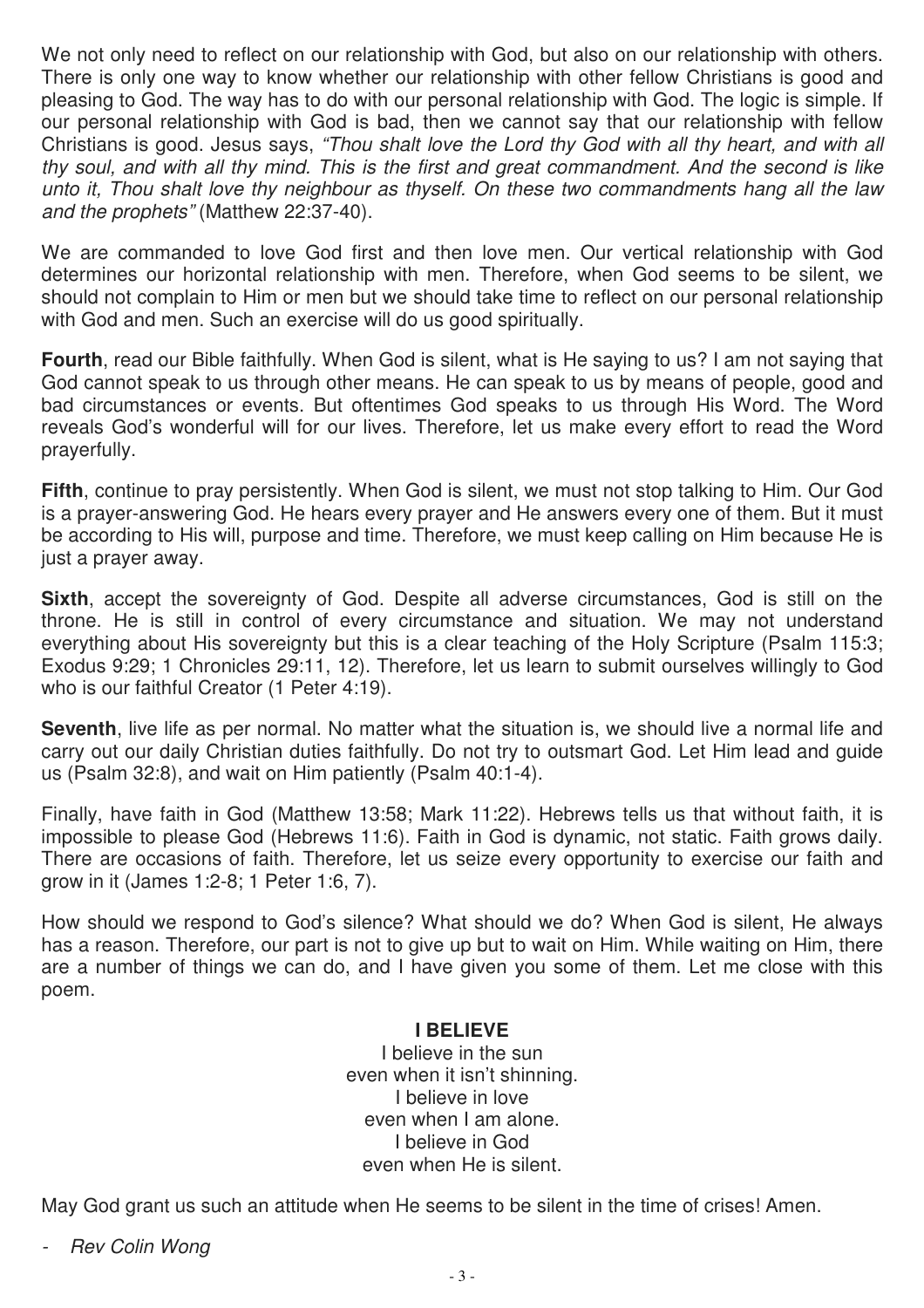We not only need to reflect on our relationship with God, but also on our relationship with others. There is only one way to know whether our relationship with other fellow Christians is good and pleasing to God. The way has to do with our personal relationship with God. The logic is simple. If our personal relationship with God is bad, then we cannot say that our relationship with fellow Christians is good. Jesus says, *"Thou shalt love the Lord thy God with all thy heart, and with all thy soul, and with all thy mind. This is the first and great commandment. And the second is like unto it, Thou shalt love thy neighbour as thyself. On these two commandments hang all the law and the prophets"* (Matthew 22:37-40).

We are commanded to love God first and then love men. Our vertical relationship with God determines our horizontal relationship with men. Therefore, when God seems to be silent, we should not complain to Him or men but we should take time to reflect on our personal relationship with God and men. Such an exercise will do us good spiritually.

**Fourth**, read our Bible faithfully. When God is silent, what is He saying to us? I am not saying that God cannot speak to us through other means. He can speak to us by means of people, good and bad circumstances or events. But oftentimes God speaks to us through His Word. The Word reveals God's wonderful will for our lives. Therefore, let us make every effort to read the Word prayerfully.

**Fifth**, continue to pray persistently. When God is silent, we must not stop talking to Him. Our God is a prayer-answering God. He hears every prayer and He answers every one of them. But it must be according to His will, purpose and time. Therefore, we must keep calling on Him because He is just a prayer away.

**Sixth**, accept the sovereignty of God. Despite all adverse circumstances, God is still on the throne. He is still in control of every circumstance and situation. We may not understand everything about His sovereignty but this is a clear teaching of the Holy Scripture (Psalm 115:3; Exodus 9:29; 1 Chronicles 29:11, 12). Therefore, let us learn to submit ourselves willingly to God who is our faithful Creator (1 Peter 4:19).

**Seventh**, live life as per normal. No matter what the situation is, we should live a normal life and carry out our daily Christian duties faithfully. Do not try to outsmart God. Let Him lead and guide us (Psalm 32:8), and wait on Him patiently (Psalm 40:1-4).

Finally, have faith in God (Matthew 13:58; Mark 11:22). Hebrews tells us that without faith, it is impossible to please God (Hebrews 11:6). Faith in God is dynamic, not static. Faith grows daily. There are occasions of faith. Therefore, let us seize every opportunity to exercise our faith and grow in it (James 1:2-8; 1 Peter 1:6, 7).

How should we respond to God's silence? What should we do? When God is silent, He always has a reason. Therefore, our part is not to give up but to wait on Him. While waiting on Him, there are a number of things we can do, and I have given you some of them. Let me close with this poem.

**I BELIEVE**

I believe in the sun  
even when it isn't shinning.  
I believe in love  
even when I am alone.  
I believe in God  
even when He is silent.

May God grant us such an attitude when He seems to be silent in the time of crises! Amen.

- *Rev Colin Wong*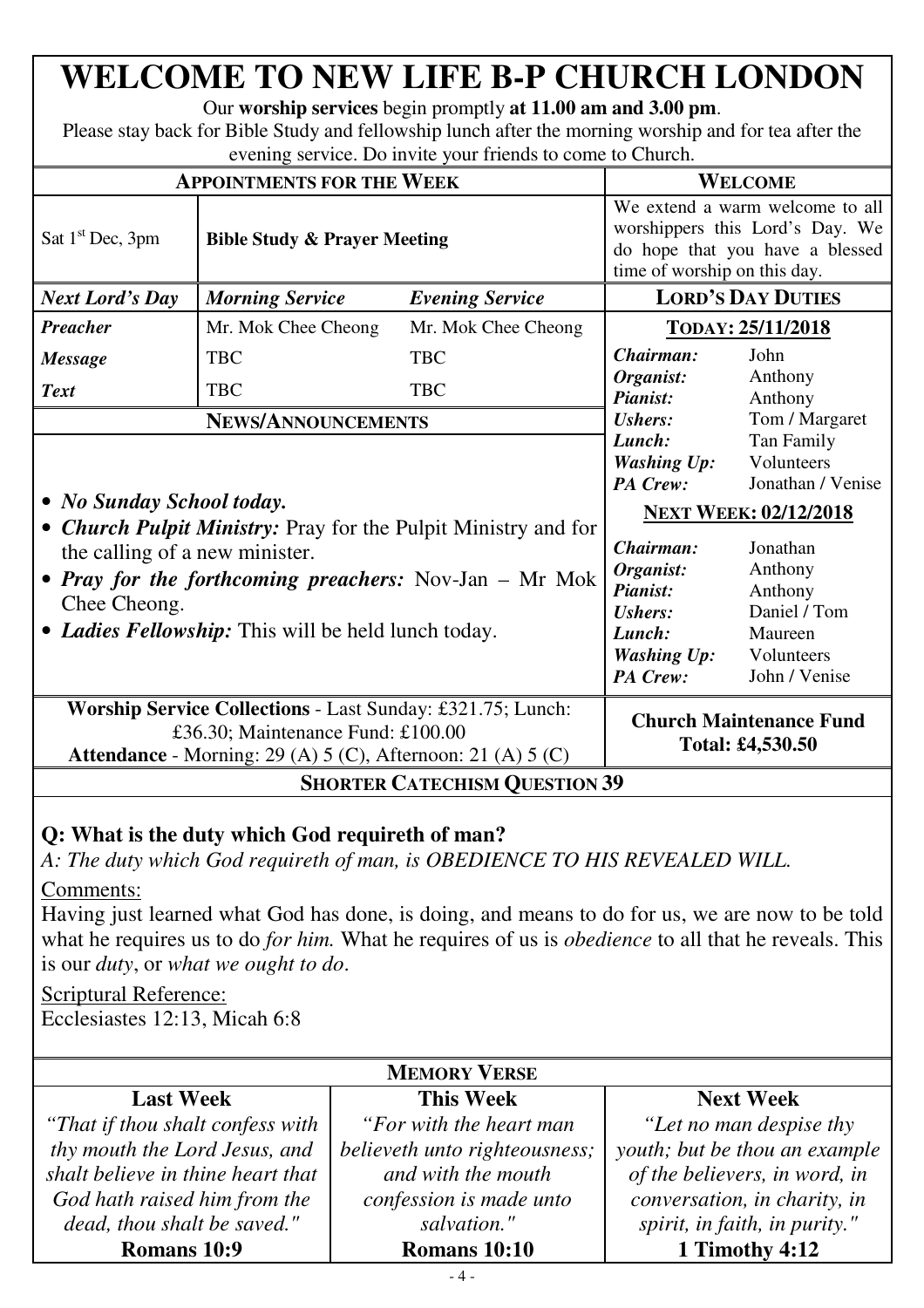# WELCOME TO NEW LIFE B-P CHURCH LONDON

Our **worship services** begin promptly **at 11.00 am and 3.00 pm**.
Please stay back for Bible Study and fellowship lunch after the morning worship and for tea after the evening service. Do invite your friends to come to Church.

## APPOINTMENTS FOR THE WEEK

| | | |
|---|---|---|
| Sat 1st Dec, 3pm | **Bible Study & Prayer Meeting** | |
| ***Next Lord's Day*** | ***Morning Service*** | ***Evening Service*** |
| ***Preacher*** | Mr. Mok Chee Cheong | Mr. Mok Chee Cheong |
| ***Message*** | TBC | TBC |
| ***Text*** | TBC | TBC |

## NEWS/ANNOUNCEMENTS

- ***No Sunday School today.***
- ***Church Pulpit Ministry:*** Pray for the Pulpit Ministry and for the calling of a new minister.
- ***Pray for the forthcoming preachers:*** Nov-Jan – Mr Mok Chee Cheong.
- ***Ladies Fellowship:*** This will be held lunch today.

## WELCOME

We extend a warm welcome to all worshippers this Lord's Day. We do hope that you have a blessed time of worship on this day.

## LORD'S DAY DUTIES

**TODAY: 25/11/2018**

| | |
|---|---|
| ***Chairman:*** | John |
| ***Organist:*** | Anthony |
| ***Pianist:*** | Anthony |
| ***Ushers:*** | Tom / Margaret |
| ***Lunch:*** | Tan Family |
| ***Washing Up:*** | Volunteers |
| ***PA Crew:*** | Jonathan / Venise |

**NEXT WEEK: 02/12/2018**

| | |
|---|---|
| ***Chairman:*** | Jonathan |
| ***Organist:*** | Anthony |
| ***Pianist:*** | Anthony |
| ***Ushers:*** | Daniel / Tom |
| ***Lunch:*** | Maureen |
| ***Washing Up:*** | Volunteers |
| ***PA Crew:*** | John / Venise |

**Worship Service Collections** - Last Sunday: £321.75; Lunch: £36.30; Maintenance Fund: £100.00
**Attendance** - Morning: 29 (A) 5 (C), Afternoon: 21 (A) 5 (C)

**Church Maintenance Fund**
**Total: £4,530.50**

## SHORTER CATECHISM QUESTION 39

**Q: What is the duty which God requireth of man?**

*A: The duty which God requireth of man, is OBEDIENCE TO HIS REVEALED WILL.*

Comments:

Having just learned what God has done, is doing, and means to do for us, we are now to be told what he requires us to do *for him.* What he requires of us is *obedience* to all that he reveals. This is our *duty*, or *what we ought to do*.

Scriptural Reference:

Ecclesiastes 12:13, Micah 6:8

## MEMORY VERSE

| Last Week | This Week | Next Week |
|---|---|---|
| *"That if thou shalt confess with thy mouth the Lord Jesus, and shalt believe in thine heart that God hath raised him from the dead, thou shalt be saved."* **Romans 10:9** | *"For with the heart man believeth unto righteousness; and with the mouth confession is made unto salvation."* **Romans 10:10** | *"Let no man despise thy youth; but be thou an example of the believers, in word, in conversation, in charity, in spirit, in faith, in purity."* **1 Timothy 4:12** |